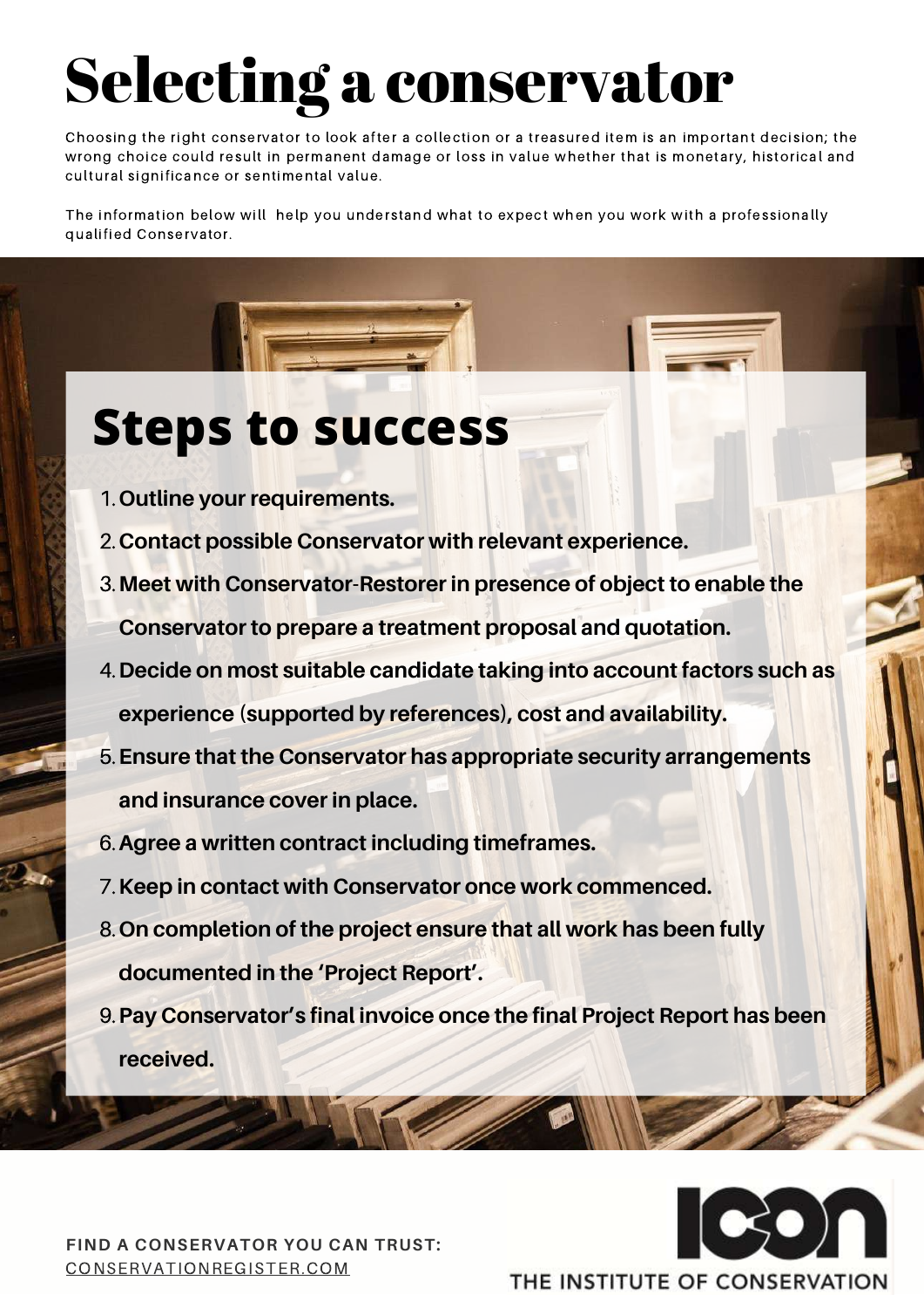# Selecting a conservator

Choosing the right conservator to look after a collection or a treasured item is an important decision; the wrong choice could result in permanent damage or loss in value whether that is monetary, historical and cultural significance or sentimental value.

The information below will help you understand what to expect when you work with a professionally qualified Conservator.

## Steps to success

1. **Outline your requirements.**
2. **Contact possible Conservator with relevant experience.**
3. **Meet with Conservator-Restorer in presence of object to enable the Conservator to prepare a treatment proposal and quotation.**
4. **Decide on most suitable candidate taking into account factors such as experience (supported by references), cost and availability.**
5. **Ensure that the Conservator has appropriate security arrangements and insurance cover in place.**
6. **Agree a written contract including timeframes.**
7. **Keep in contact with Conservator once work commenced.**
8. **On completion of the project ensure that all work has been fully documented in the 'Project Report'.**
9. **Pay Conservator's final invoice once the final Project Report has been received.**

**FIND A CONSERVATOR YOU CAN TRUST:**
CONSERVATIONREGISTER.COM

ICON
THE INSTITUTE OF CONSERVATION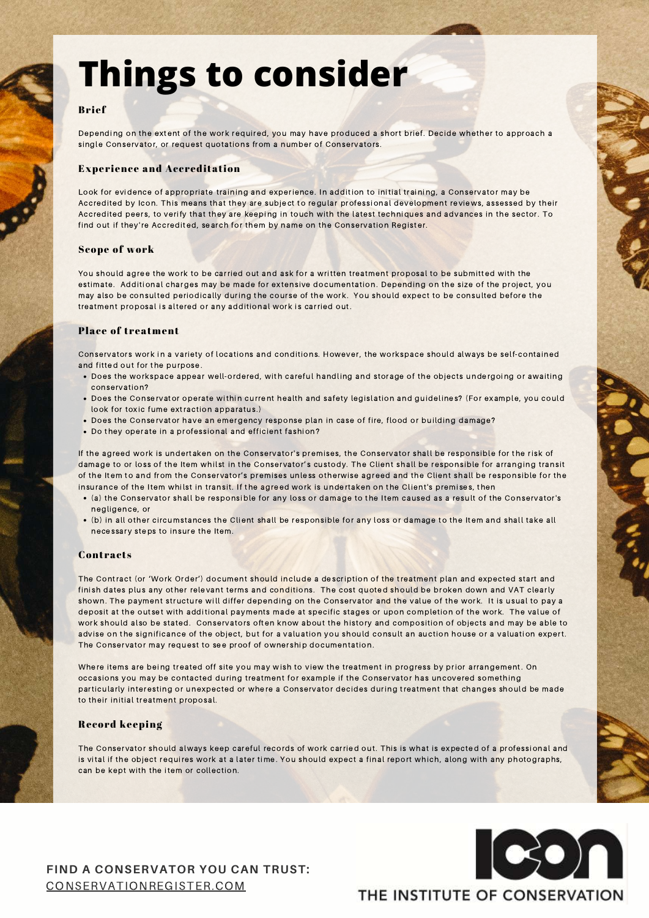# Things to consider

### Brief

Depending on the extent of the work required, you may have produced a short brief. Decide whether to approach a single Conservator, or request quotations from a number of Conservators.

### Experience and Accreditation

Look for evidence of appropriate training and experience. In addition to initial training, a Conservator may be Accredited by Icon. This means that they are subject to regular professional development reviews, assessed by their Accredited peers, to verify that they are keeping in touch with the latest techniques and advances in the sector. To find out if they're Accredited, search for them by name on the Conservation Register.

### Scope of work

You should agree the work to be carried out and ask for a written treatment proposal to be submitted with the estimate. Additional charges may be made for extensive documentation. Depending on the size of the project, you may also be consulted periodically during the course of the work. You should expect to be consulted before the treatment proposal is altered or any additional work is carried out.

### Place of treatment

Conservators work in a variety of locations and conditions. However, the workspace should always be self-contained and fitted out for the purpose.

- Does the workspace appear well-ordered, with careful handling and storage of the objects undergoing or awaiting conservation?
- Does the Conservator operate within current health and safety legislation and guidelines? (For example, you could look for toxic fume extraction apparatus.)
- Does the Conservator have an emergency response plan in case of fire, flood or building damage?
- Do they operate in a professional and efficient fashion?

If the agreed work is undertaken on the Conservator's premises, the Conservator shall be responsible for the risk of damage to or loss of the Item whilst in the Conservator's custody. The Client shall be responsible for arranging transit of the Item to and from the Conservator's premises unless otherwise agreed and the Client shall be responsible for the insurance of the Item whilst in transit. If the agreed work is undertaken on the Client's premises, then

- (a) the Conservator shall be responsible for any loss or damage to the Item caused as a result of the Conservator's negligence, or
- (b) in all other circumstances the Client shall be responsible for any loss or damage to the Item and shall take all necessary steps to insure the Item.

### Contracts

The Contract (or 'Work Order') document should include a description of the treatment plan and expected start and finish dates plus any other relevant terms and conditions. The cost quoted should be broken down and VAT clearly shown. The payment structure will differ depending on the Conservator and the value of the work. It is usual to pay a deposit at the outset with additional payments made at specific stages or upon completion of the work. The value of work should also be stated. Conservators often know about the history and composition of objects and may be able to advise on the significance of the object, but for a valuation you should consult an auction house or a valuation expert. The Conservator may request to see proof of ownership documentation.

Where items are being treated off site you may wish to view the treatment in progress by prior arrangement. On occasions you may be contacted during treatment for example if the Conservator has uncovered something particularly interesting or unexpected or where a Conservator decides during treatment that changes should be made to their initial treatment proposal.

### Record keeping

The Conservator should always keep careful records of work carried out. This is what is expected of a professional and is vital if the object requires work at a later time. You should expect a final report which, along with any photographs, can be kept with the item or collection.

**FIND A CONSERVATOR YOU CAN TRUST:**
CONSERVATIONREGISTER.COM

ICON
THE INSTITUTE OF CONSERVATION